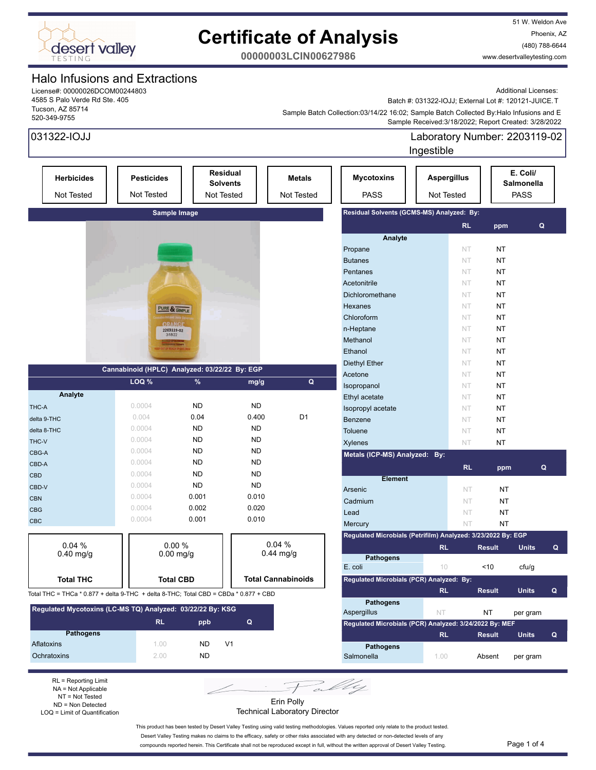# Certificate of Analysis

**00000003LCIN00627986**

desert valley TESTING

51 W. Weldon Ave
Phoenix, AZ
(480) 788-6644
www.desertvalleytesting.com

## Halo Infusions and Extractions

License#: 00000026DCOM00244803
4585 S Palo Verde Rd Ste. 405
Tucson, AZ 85714
520-349-9755

Additional Licenses:
Batch #: 031322-IOJJ; External Lot #: 120121-JUICE.T
Sample Batch Collection:03/14/22 16:02; Sample Batch Collected By:Halo Infusions and E
Sample Received:3/18/2022; Report Created: 3/28/2022

**031322-IOJJ** — Laboratory Number: 2203119-02
Ingestible

| Herbicides | Pesticides | Residual Solvents | Metals | Mycotoxins | Aspergillus | E. Coli/ Salmonella |
|---|---|---|---|---|---|---|
| Not Tested | Not Tested | Not Tested | Not Tested | PASS | Not Tested | PASS |

**Sample Image**

### Cannabinoid (HPLC) Analyzed: 03/22/22 By: EGP

| Analyte | LOQ % | % | mg/g | Q |
|---|---|---|---|---|
| THC-A | 0.0004 | ND | ND | |
| delta 9-THC | 0.004 | 0.04 | 0.400 | D1 |
| delta 8-THC | 0.0004 | ND | ND | |
| THC-V | 0.0004 | ND | ND | |
| CBG-A | 0.0004 | ND | ND | |
| CBD-A | 0.0004 | ND | ND | |
| CBD | 0.0004 | ND | ND | |
| CBD-V | 0.0004 | ND | ND | |
| CBN | 0.0004 | 0.001 | 0.010 | |
| CBG | 0.0004 | 0.002 | 0.020 | |
| CBC | 0.0004 | 0.001 | 0.010 | |

| Total THC | Total CBD | Total Cannabinoids |
|---|---|---|
| 0.04 % / 0.40 mg/g | 0.00 % / 0.00 mg/g | 0.04 % / 0.44 mg/g |

Total THC = THCa * 0.877 + delta 9-THC + delta 8-THC; Total CBD = CBDa * 0.877 + CBD

### Regulated Mycotoxins (LC-MS TQ) Analyzed: 03/22/22 By: KSG

| Pathogens | RL | ppb | Q |
|---|---|---|---|
| Aflatoxins | 1.00 | ND | V1 |
| Ochratoxins | 2.00 | ND | |

### Residual Solvents (GCMS-MS) Analyzed: By:

| Analyte | RL | ppm | Q |
|---|---|---|---|
| Propane | NT | NT | |
| Butanes | NT | NT | |
| Pentanes | NT | NT | |
| Acetonitrile | NT | NT | |
| Dichloromethane | NT | NT | |
| Hexanes | NT | NT | |
| Chloroform | NT | NT | |
| n-Heptane | NT | NT | |
| Methanol | NT | NT | |
| Ethanol | NT | NT | |
| Diethyl Ether | NT | NT | |
| Acetone | NT | NT | |
| Isopropanol | NT | NT | |
| Ethyl acetate | NT | NT | |
| Isopropyl acetate | NT | NT | |
| Benzene | NT | NT | |
| Toluene | NT | NT | |
| Xylenes | NT | NT | |

### Metals (ICP-MS) Analyzed: By:

| Element | RL | ppm | Q |
|---|---|---|---|
| Arsenic | NT | NT | |
| Cadmium | NT | NT | |
| Lead | NT | NT | |
| Mercury | NT | NT | |

### Regulated Microbials (Petrifilm) Analyzed: 3/23/2022 By: EGP

| Pathogens | RL | Result | Units | Q |
|---|---|---|---|---|
| E. coli | 10 | <10 | cfu/g | |

### Regulated Microbials (PCR) Analyzed: By:

| Pathogens | RL | Result | Units | Q |
|---|---|---|---|---|
| Aspergillus | NT | NT | per gram | |

### Regulated Microbials (PCR) Analyzed: 3/24/2022 By: MEF

| Pathogens | RL | Result | Units | Q |
|---|---|---|---|---|
| Salmonella | 1.00 | Absent | per gram | |

RL = Reporting Limit
NA = Not Applicable
NT = Not Tested
ND = Non Detected
LOQ = Limit of Quantification

Erin Polly
Technical Laboratory Director

This product has been tested by Desert Valley Testing using valid testing methodologies. Values reported only relate to the product tested. Desert Valley Testing makes no claims to the efficacy, safety or other risks associated with any detected or non-detected levels of any compounds reported herein. This Certificate shall not be reproduced except in full, without the written approval of Desert Valley Testing.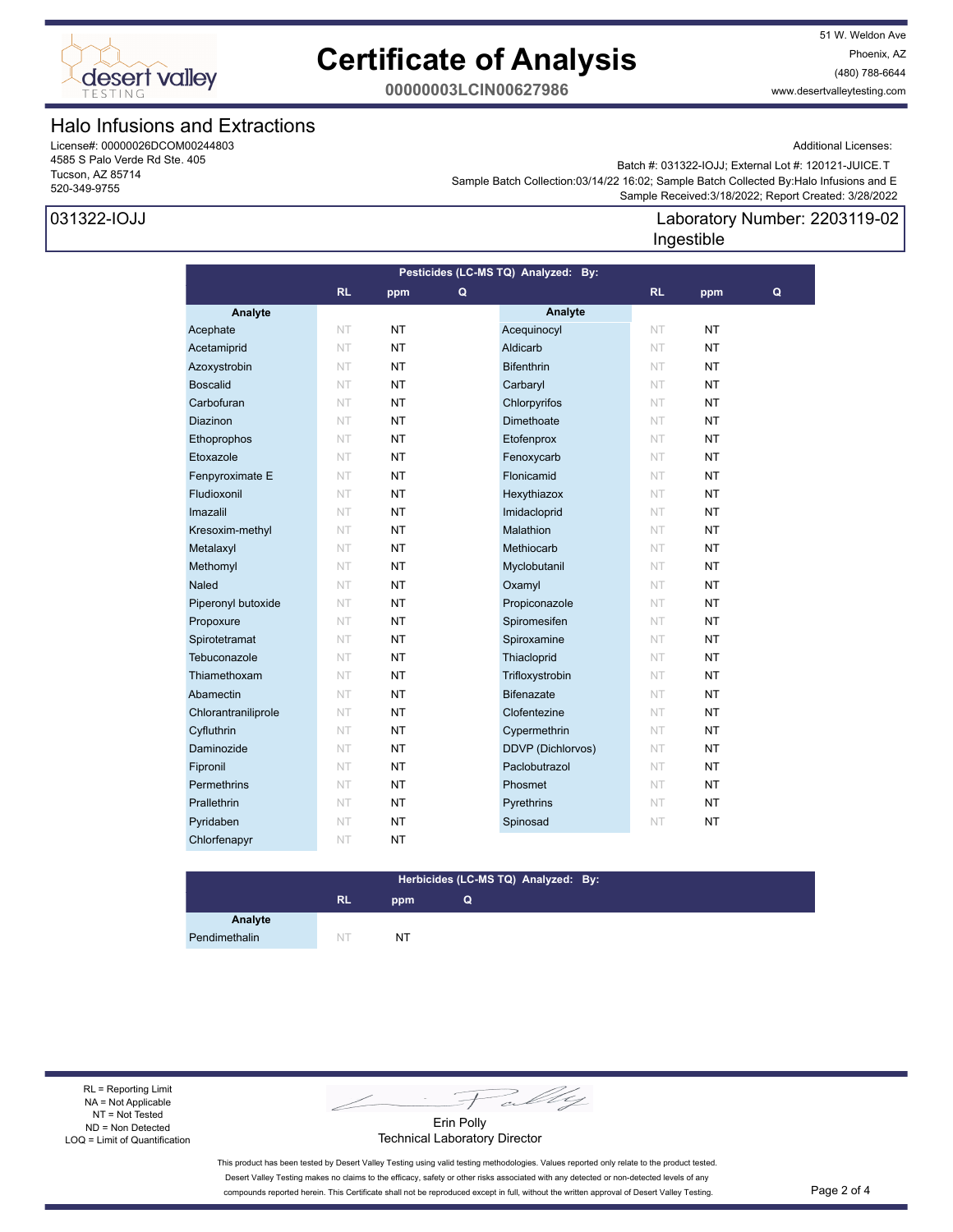# Certificate of Analysis

**00000003LCIN00627986**

51 W. Weldon Ave
Phoenix, AZ
(480) 788-6644
www.desertvalleytesting.com

## Halo Infusions and Extractions

License#: 00000026DCOM00244803
4585 S Palo Verde Rd Ste. 405
Tucson, AZ 85714
520-349-9755

Additional Licenses:

Batch #: 031322-IOJJ; External Lot #: 120121-JUICE.T
Sample Batch Collection:03/14/22 16:02; Sample Batch Collected By:Halo Infusions and E
Sample Received:3/18/2022; Report Created: 3/28/2022

**031322-IOJJ**

**Laboratory Number: 2203119-02**
**Ingestible**

### Pesticides (LC-MS TQ) Analyzed: By:

| Analyte | RL | ppm | Q | Analyte | RL | ppm | Q |
|---|---|---|---|---|---|---|---|
| Acephate | NT | NT | | Acequinocyl | NT | NT | |
| Acetamiprid | NT | NT | | Aldicarb | NT | NT | |
| Azoxystrobin | NT | NT | | Bifenthrin | NT | NT | |
| Boscalid | NT | NT | | Carbaryl | NT | NT | |
| Carbofuran | NT | NT | | Chlorpyrifos | NT | NT | |
| Diazinon | NT | NT | | Dimethoate | NT | NT | |
| Ethoprophos | NT | NT | | Etofenprox | NT | NT | |
| Etoxazole | NT | NT | | Fenoxycarb | NT | NT | |
| Fenpyroximate E | NT | NT | | Flonicamid | NT | NT | |
| Fludioxonil | NT | NT | | Hexythiazox | NT | NT | |
| Imazalil | NT | NT | | Imidacloprid | NT | NT | |
| Kresoxim-methyl | NT | NT | | Malathion | NT | NT | |
| Metalaxyl | NT | NT | | Methiocarb | NT | NT | |
| Methomyl | NT | NT | | Myclobutanil | NT | NT | |
| Naled | NT | NT | | Oxamyl | NT | NT | |
| Piperonyl butoxide | NT | NT | | Propiconazole | NT | NT | |
| Propoxure | NT | NT | | Spiromesifen | NT | NT | |
| Spirotetramat | NT | NT | | Spiroxamine | NT | NT | |
| Tebuconazole | NT | NT | | Thiacloprid | NT | NT | |
| Thiamethoxam | NT | NT | | Trifloxystrobin | NT | NT | |
| Abamectin | NT | NT | | Bifenazate | NT | NT | |
| Chlorantraniliprole | NT | NT | | Clofentezine | NT | NT | |
| Cyfluthrin | NT | NT | | Cypermethrin | NT | NT | |
| Daminozide | NT | NT | | DDVP (Dichlorvos) | NT | NT | |
| Fipronil | NT | NT | | Paclobutrazol | NT | NT | |
| Permethrins | NT | NT | | Phosmet | NT | NT | |
| Prallethrin | NT | NT | | Pyrethrins | NT | NT | |
| Pyridaben | NT | NT | | Spinosad | NT | NT | |
| Chlorfenapyr | NT | NT | | | | | |

### Herbicides (LC-MS TQ) Analyzed: By:

| Analyte | RL | ppm | Q |
|---|---|---|---|
| Pendimethalin | NT | NT | |

RL = Reporting Limit
NA = Not Applicable
NT = Not Tested
ND = Non Detected
LOQ = Limit of Quantification

Erin Polly
Technical Laboratory Director

This product has been tested by Desert Valley Testing using valid testing methodologies. Values reported only relate to the product tested. Desert Valley Testing makes no claims to the efficacy, safety or other risks associated with any detected or non-detected levels of any compounds reported herein. This Certificate shall not be reproduced except in full, without the written approval of Desert Valley Testing.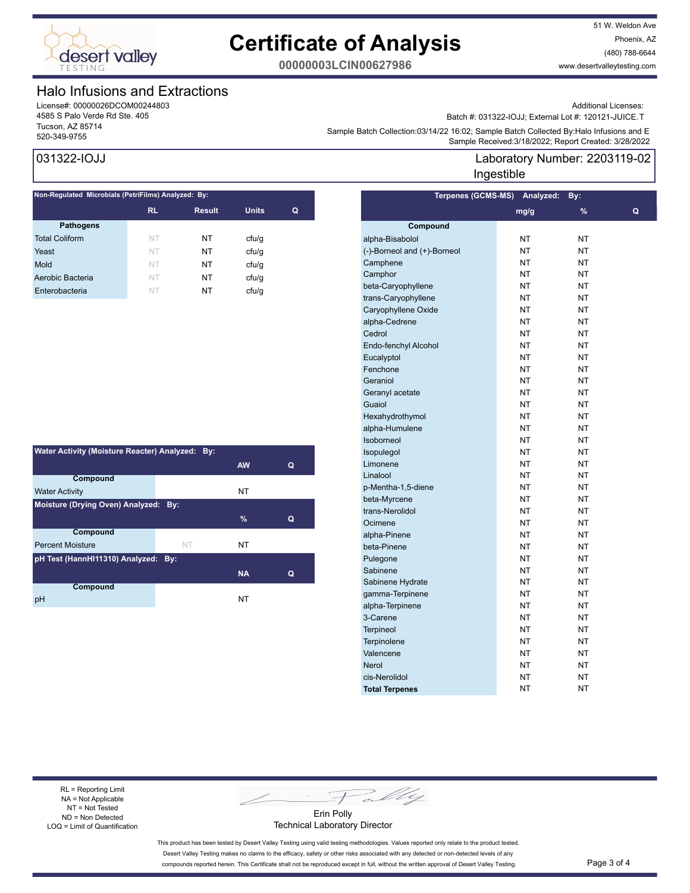# Certificate of Analysis

**00000003LCIN00627986**

51 W. Weldon Ave
Phoenix, AZ
(480) 788-6644
www.desertvalleytesting.com

## Halo Infusions and Extractions

License#: 00000026DCOM00244803
4585 S Palo Verde Rd Ste. 405
Tucson, AZ 85714
520-349-9755

Additional Licenses:
Batch #: 031322-IOJJ; External Lot #: 120121-JUICE.T
Sample Batch Collection:03/14/22 16:02; Sample Batch Collected By:Halo Infusions and E
Sample Received:3/18/2022; Report Created: 3/28/2022

**031322-IOJJ**

**Laboratory Number: 2203119-02**
Ingestible

### Non-Regulated Microbials (PetriFilms) Analyzed: By:

| Pathogens | RL | Result | Units | Q |
|---|---|---|---|---|
| Total Coliform | NT | NT | cfu/g | |
| Yeast | NT | NT | cfu/g | |
| Mold | NT | NT | cfu/g | |
| Aerobic Bacteria | NT | NT | cfu/g | |
| Enterobacteria | NT | NT | cfu/g | |

### Water Activity (Moisture Reacter) Analyzed: By:

| Compound | | AW | Q |
|---|---|---|---|
| Water Activity | | NT | |

### Moisture (Drying Oven) Analyzed: By:

| Compound | | % | Q |
|---|---|---|---|
| Percent Moisture | NT | NT | |

### pH Test (HannHI11310) Analyzed: By:

| Compound | | NA | Q |
|---|---|---|---|
| pH | | NT | |

### Terpenes (GCMS-MS) Analyzed: By:

| Compound | mg/g | % | Q |
|---|---|---|---|
| alpha-Bisabolol | NT | NT | |
| (-)-Borneol and (+)-Borneol | NT | NT | |
| Camphene | NT | NT | |
| Camphor | NT | NT | |
| beta-Caryophyllene | NT | NT | |
| trans-Caryophyllene | NT | NT | |
| Caryophyllene Oxide | NT | NT | |
| alpha-Cedrene | NT | NT | |
| Cedrol | NT | NT | |
| Endo-fenchyl Alcohol | NT | NT | |
| Eucalyptol | NT | NT | |
| Fenchone | NT | NT | |
| Geraniol | NT | NT | |
| Geranyl acetate | NT | NT | |
| Guaiol | NT | NT | |
| Hexahydrothymol | NT | NT | |
| alpha-Humulene | NT | NT | |
| Isoborneol | NT | NT | |
| Isopulegol | NT | NT | |
| Limonene | NT | NT | |
| Linalool | NT | NT | |
| p-Mentha-1,5-diene | NT | NT | |
| beta-Myrcene | NT | NT | |
| trans-Nerolidol | NT | NT | |
| Ocimene | NT | NT | |
| alpha-Pinene | NT | NT | |
| beta-Pinene | NT | NT | |
| Pulegone | NT | NT | |
| Sabinene | NT | NT | |
| Sabinene Hydrate | NT | NT | |
| gamma-Terpinene | NT | NT | |
| alpha-Terpinene | NT | NT | |
| 3-Carene | NT | NT | |
| Terpineol | NT | NT | |
| Terpinolene | NT | NT | |
| Valencene | NT | NT | |
| Nerol | NT | NT | |
| cis-Nerolidol | NT | NT | |
| **Total Terpenes** | NT | NT | |

RL = Reporting Limit
NA = Not Applicable
NT = Not Tested
ND = Non Detected
LOQ = Limit of Quantification

Erin Polly
Technical Laboratory Director

This product has been tested by Desert Valley Testing using valid testing methodologies. Values reported only relate to the product tested. Desert Valley Testing makes no claims to the efficacy, safety or other risks associated with any detected or non-detected levels of any compounds reported herein. This Certificate shall not be reproduced except in full, without the written approval of Desert Valley Testing.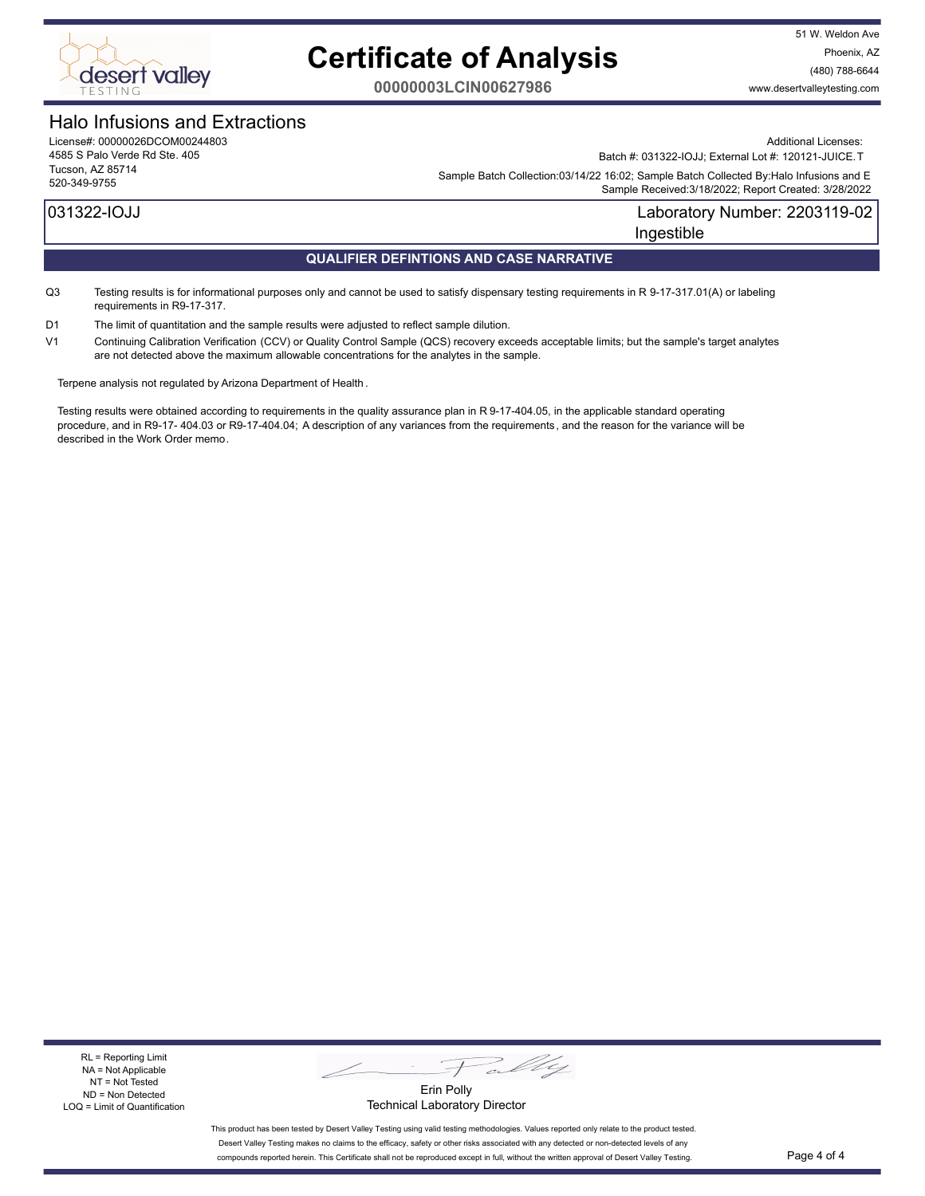# Certificate of Analysis

**00000003LCIN00627986**

51 W. Weldon Ave
Phoenix, AZ
(480) 788-6644
www.desertvalleytesting.com

## Halo Infusions and Extractions

License#: 00000026DCOM00244803
4585 S Palo Verde Rd Ste. 405
Tucson, AZ 85714
520-349-9755

Additional Licenses:
Batch #: 031322-IOJJ; External Lot #: 120121-JUICE.T
Sample Batch Collection:03/14/22 16:02; Sample Batch Collected By:Halo Infusions and E
Sample Received:3/18/2022; Report Created: 3/28/2022

031322-IOJJ

Laboratory Number: 2203119-02
Ingestible

### QUALIFIER DEFINTIONS AND CASE NARRATIVE

| | |
|---|---|
| Q3 | Testing results is for informational purposes only and cannot be used to satisfy dispensary testing requirements in R 9-17-317.01(A) or labeling requirements in R9-17-317. |
| D1 | The limit of quantitation and the sample results were adjusted to reflect sample dilution. |
| V1 | Continuing Calibration Verification (CCV) or Quality Control Sample (QCS) recovery exceeds acceptable limits; but the sample's target analytes are not detected above the maximum allowable concentrations for the analytes in the sample. |

Terpene analysis not regulated by Arizona Department of Health.

Testing results were obtained according to requirements in the quality assurance plan in R 9-17-404.05, in the applicable standard operating procedure, and in R9-17- 404.03 or R9-17-404.04; A description of any variances from the requirements, and the reason for the variance will be described in the Work Order memo.

RL = Reporting Limit
NA = Not Applicable
NT = Not Tested
ND = Non Detected
LOQ = Limit of Quantification

Erin Polly
Technical Laboratory Director

This product has been tested by Desert Valley Testing using valid testing methodologies. Values reported only relate to the product tested. Desert Valley Testing makes no claims to the efficacy, safety or other risks associated with any detected or non-detected levels of any compounds reported herein. This Certificate shall not be reproduced except in full, without the written approval of Desert Valley Testing.